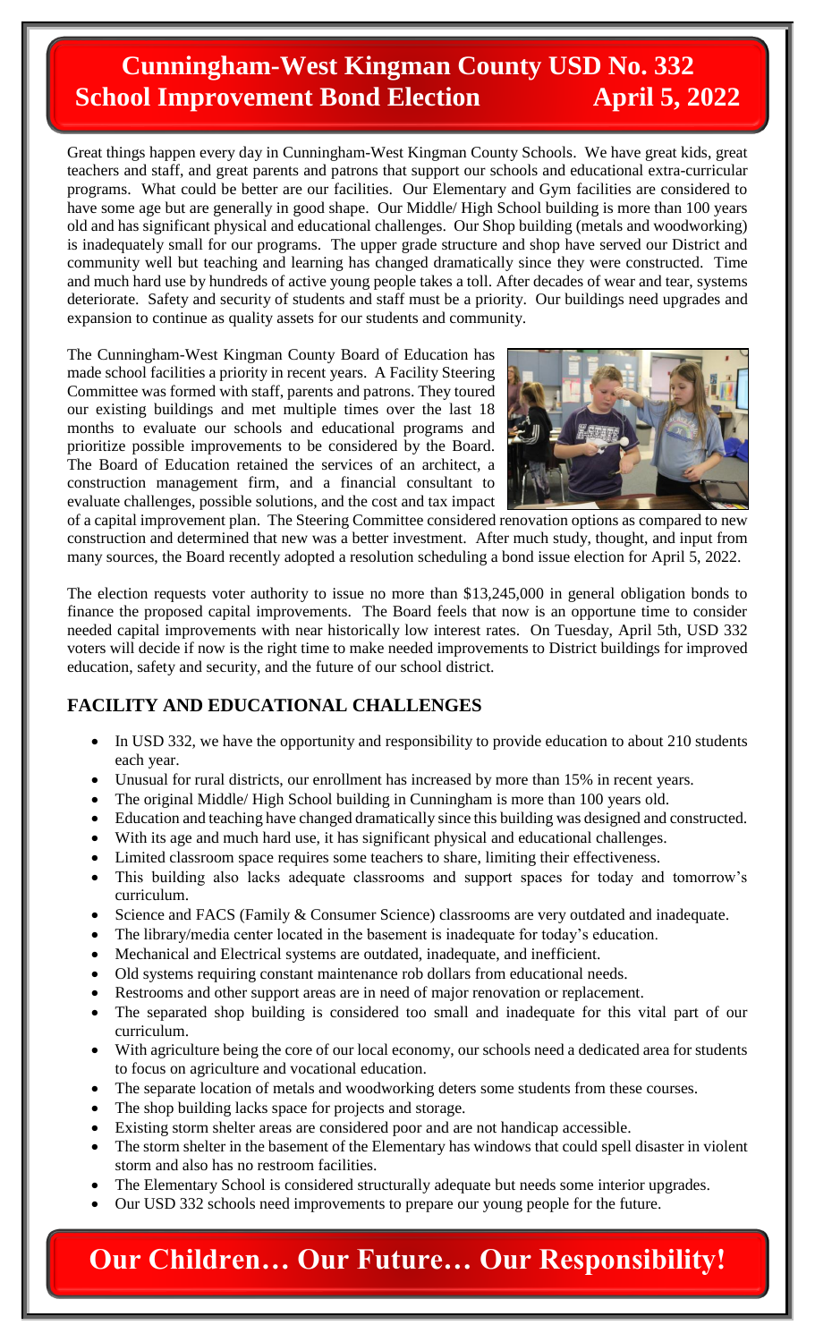# Cunningham-West Kingman County USD No. 332 School Improvement Bond Election April 5, 2022

Great things happen every day in Cunningham-West Kingman County Schools. We have great kids, great teachers and staff, and great parents and patrons that support our schools and educational extra-curricular programs. What could be better are our facilities. Our Elementary and Gym facilities are considered to have some age but are generally in good shape. Our Middle/ High School building is more than 100 years old and has significant physical and educational challenges. Our Shop building (metals and woodworking) is inadequately small for our programs. The upper grade structure and shop have served our District and community well but teaching and learning has changed dramatically since they were constructed. Time and much hard use by hundreds of active young people takes a toll. After decades of wear and tear, systems deteriorate. Safety and security of students and staff must be a priority. Our buildings need upgrades and expansion to continue as quality assets for our students and community.

The Cunningham-West Kingman County Board of Education has made school facilities a priority in recent years. A Facility Steering Committee was formed with staff, parents and patrons. They toured our existing buildings and met multiple times over the last 18 months to evaluate our schools and educational programs and prioritize possible improvements to be considered by the Board. The Board of Education retained the services of an architect, a construction management firm, and a financial consultant to evaluate challenges, possible solutions, and the cost and tax impact of a capital improvement plan. The Steering Committee considered renovation options as compared to new construction and determined that new was a better investment. After much study, thought, and input from many sources, the Board recently adopted a resolution scheduling a bond issue election for April 5, 2022.

The election requests voter authority to issue no more than $13,245,000 in general obligation bonds to finance the proposed capital improvements. The Board feels that now is an opportune time to consider needed capital improvements with near historically low interest rates. On Tuesday, April 5th, USD 332 voters will decide if now is the right time to make needed improvements to District buildings for improved education, safety and security, and the future of our school district.

## FACILITY AND EDUCATIONAL CHALLENGES

- In USD 332, we have the opportunity and responsibility to provide education to about 210 students each year.
- Unusual for rural districts, our enrollment has increased by more than 15% in recent years.
- The original Middle/ High School building in Cunningham is more than 100 years old.
- Education and teaching have changed dramatically since this building was designed and constructed.
- With its age and much hard use, it has significant physical and educational challenges.
- Limited classroom space requires some teachers to share, limiting their effectiveness.
- This building also lacks adequate classrooms and support spaces for today and tomorrow's curriculum.
- Science and FACS (Family & Consumer Science) classrooms are very outdated and inadequate.
- The library/media center located in the basement is inadequate for today's education.
- Mechanical and Electrical systems are outdated, inadequate, and inefficient.
- Old systems requiring constant maintenance rob dollars from educational needs.
- Restrooms and other support areas are in need of major renovation or replacement.
- The separated shop building is considered too small and inadequate for this vital part of our curriculum.
- With agriculture being the core of our local economy, our schools need a dedicated area for students to focus on agriculture and vocational education.
- The separate location of metals and woodworking deters some students from these courses.
- The shop building lacks space for projects and storage.
- Existing storm shelter areas are considered poor and are not handicap accessible.
- The storm shelter in the basement of the Elementary has windows that could spell disaster in violent storm and also has no restroom facilities.
- The Elementary School is considered structurally adequate but needs some interior upgrades.
- Our USD 332 schools need improvements to prepare our young people for the future.

## Our Children… Our Future… Our Responsibility!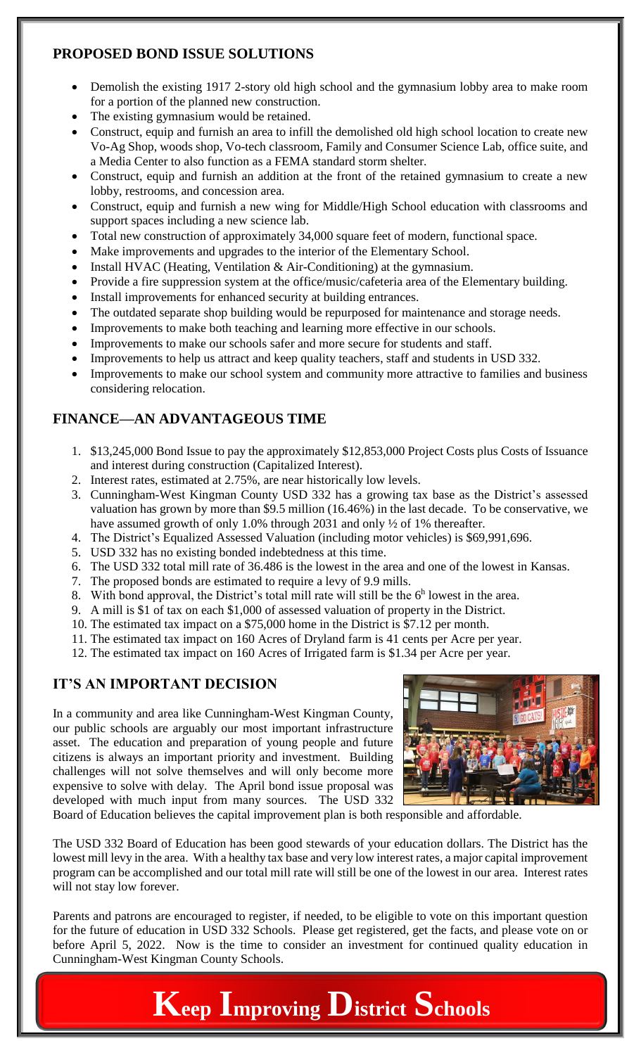## PROPOSED BOND ISSUE SOLUTIONS

- Demolish the existing 1917 2-story old high school and the gymnasium lobby area to make room for a portion of the planned new construction.
- The existing gymnasium would be retained.
- Construct, equip and furnish an area to infill the demolished old high school location to create new Vo-Ag Shop, woods shop, Vo-tech classroom, Family and Consumer Science Lab, office suite, and a Media Center to also function as a FEMA standard storm shelter.
- Construct, equip and furnish an addition at the front of the retained gymnasium to create a new lobby, restrooms, and concession area.
- Construct, equip and furnish a new wing for Middle/High School education with classrooms and support spaces including a new science lab.
- Total new construction of approximately 34,000 square feet of modern, functional space.
- Make improvements and upgrades to the interior of the Elementary School.
- Install HVAC (Heating, Ventilation & Air-Conditioning) at the gymnasium.
- Provide a fire suppression system at the office/music/cafeteria area of the Elementary building.
- Install improvements for enhanced security at building entrances.
- The outdated separate shop building would be repurposed for maintenance and storage needs.
- Improvements to make both teaching and learning more effective in our schools.
- Improvements to make our schools safer and more secure for students and staff.
- Improvements to help us attract and keep quality teachers, staff and students in USD 332.
- Improvements to make our school system and community more attractive to families and business considering relocation.

## FINANCE—AN ADVANTAGEOUS TIME

1. $13,245,000 Bond Issue to pay the approximately $12,853,000 Project Costs plus Costs of Issuance and interest during construction (Capitalized Interest).
2. Interest rates, estimated at 2.75%, are near historically low levels.
3. Cunningham-West Kingman County USD 332 has a growing tax base as the District's assessed valuation has grown by more than $9.5 million (16.46%) in the last decade. To be conservative, we have assumed growth of only 1.0% through 2031 and only ½ of 1% thereafter.
4. The District's Equalized Assessed Valuation (including motor vehicles) is $69,991,696.
5. USD 332 has no existing bonded indebtedness at this time.
6. The USD 332 total mill rate of 36.486 is the lowest in the area and one of the lowest in Kansas.
7. The proposed bonds are estimated to require a levy of 9.9 mills.
8. With bond approval, the District's total mill rate will still be the 6h lowest in the area.
9. A mill is $1 of tax on each $1,000 of assessed valuation of property in the District.
10. The estimated tax impact on a $75,000 home in the District is $7.12 per month.
11. The estimated tax impact on 160 Acres of Dryland farm is 41 cents per Acre per year.
12. The estimated tax impact on 160 Acres of Irrigated farm is $1.34 per Acre per year.

## IT'S AN IMPORTANT DECISION

In a community and area like Cunningham-West Kingman County, our public schools are arguably our most important infrastructure asset. The education and preparation of young people and future citizens is always an important priority and investment. Building challenges will not solve themselves and will only become more expensive to solve with delay. The April bond issue proposal was developed with much input from many sources. The USD 332 Board of Education believes the capital improvement plan is both responsible and affordable.

The USD 332 Board of Education has been good stewards of your education dollars. The District has the lowest mill levy in the area. With a healthy tax base and very low interest rates, a major capital improvement program can be accomplished and our total mill rate will still be one of the lowest in our area. Interest rates will not stay low forever.

Parents and patrons are encouraged to register, if needed, to be eligible to vote on this important question for the future of education in USD 332 Schools. Please get registered, get the facts, and please vote on or before April 5, 2022. Now is the time to consider an investment for continued quality education in Cunningham-West Kingman County Schools.

# Keep Improving District Schools